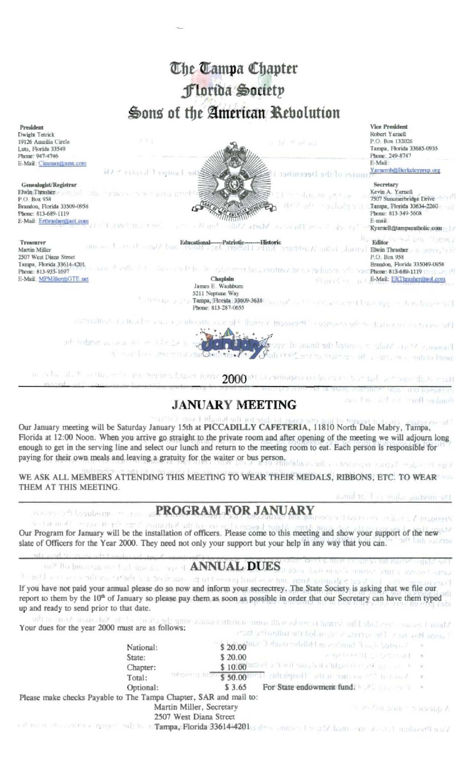# The Tampa Chapter
# Florida Society
# Sons of the American Revolution

**President**
Dwight Tetrick
19126 Ameilia Circle
Lutz, Florida 33549
Phone: 947-4746
E-Mail: Cinmax@msn.com

**Genealogist/Registrar**
Elwin Thrasher
P.O. Box 958
Brandon, Florida 33509-0958
Phone: 813-689-1119
E-Mail: Erthrasher@aol.com

**Treasurer**
Martin Miller
2507 West Diana Street
Tampa, Florida 33614-4201
Phone: 813-935-1697
E-Mail: MPMiller@GTE.net

**Vice President**
Robert Yarnell
P.O. Box 132026
Tampa, Florida 33685-0935
Phone: 249-8747
E-Mail: Yarnerob@Berkeleyprep.org

**Secretary**
Kevin A. Yarnell
7507 Summerbridge Drive
Tampa, Florida 33634-2260
Phone: 813-349-5608
E-mail: Kyarnell@tampacatholic.com

**Editor**
Elwin Thrasher
P.O. Box 958
Brandon, Florida 335049-0958
Phone: 813-689-1119
E-Mail: ERThrasher@aol.com

Educational-----Patriotic--------Historic

**Chaplain**
James E. Washburn
5211 Neptune Way
Tampa, Florida 33609-3638
Phone: 813-287-0655

January 2000

## JANUARY MEETING

Our January meeting will be Saturday January 15th at **PICCADILLY CAFETERIA**, 11810 North Dale Mabry, Tampa, Florida at 12:00 Noon. When you arrive go straight to the private room and after opening of the meeting we will adjourn long enough to get in the serving line and select our lunch and return to the meeting room to eat. Each person is responsible for paying for their own meals and leaving a gratuity for the waiter or bus person.

WE ASK ALL MEMBERS ATTENDING THIS MEETING TO WEAR THEIR MEDALS, RIBBONS, ETC. TO WEAR THEM AT THIS MEETING.

## PROGRAM FOR JANUARY

Our Program for January will be the installation of officers. Please come to this meeting and show your support of the new slate of Officers for the Year 2000. They need not only your support but your help in any way that you can.

## ANNUAL DUES

If you have not paid your annual please do so now and inform your secrectrey. The State Society is asking that we file our report to them by the 10th of January so please pay them as soon as possible in order that our Secretary can have them typed up and ready to send prior to that date.

Your dues for the year 2000 must are as follows:

| | | |
|---|---|---|
| National: | $ 20.00 | |
| State: | $ 20.00 | |
| Chapter: | $ 10.00 | |
| Total: | $ 50.00 | |
| Optional: | $ 3.65 | For State endowment fund. |

Please make checks Payable to The Tampa Chapter, SAR and mail to:
Martin Miller, Secretary
2507 West Diana Street
Tampa, Florida 33614-4201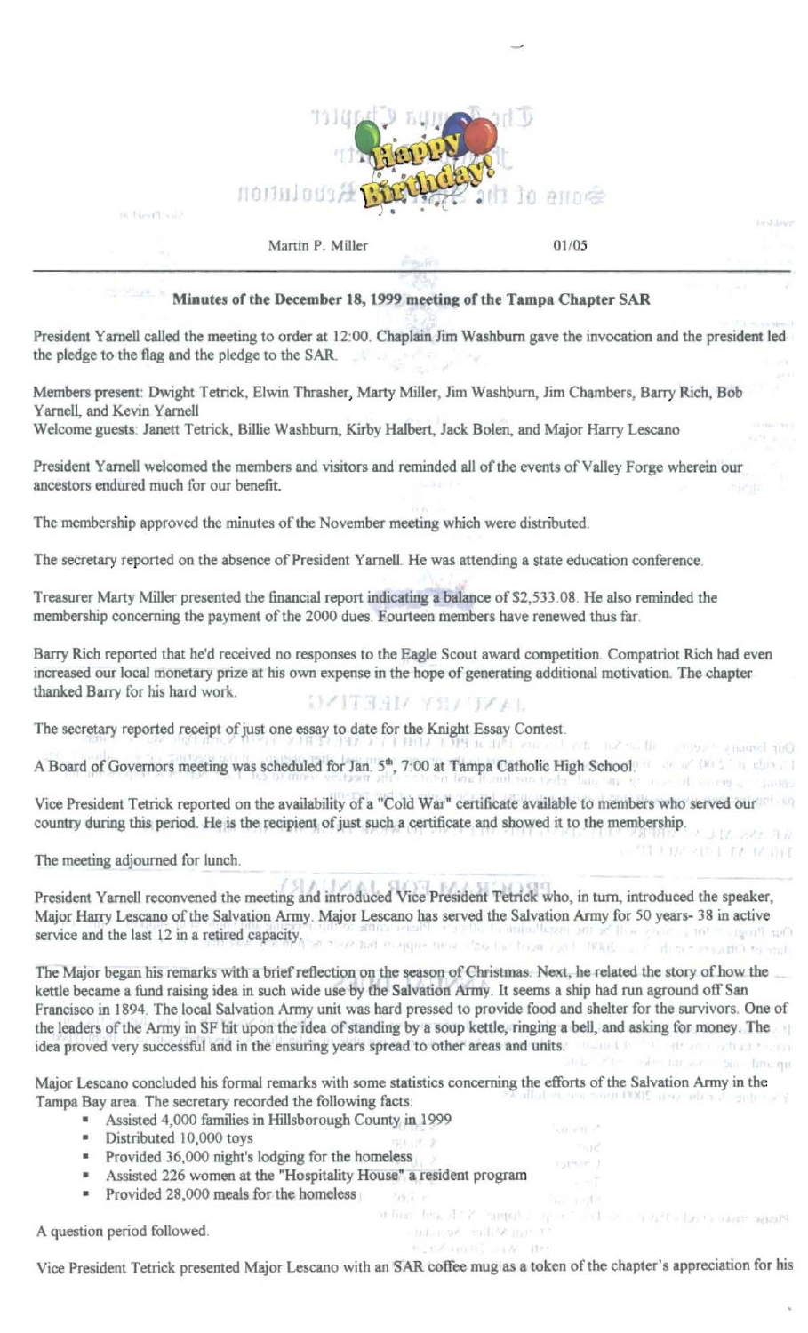Martin P. Miller 01/05

### Minutes of the December 18, 1999 meeting of the Tampa Chapter SAR

President Yarnell called the meeting to order at 12:00. Chaplain Jim Washburn gave the invocation and the president led the pledge to the flag and the pledge to the SAR.

Members present: Dwight Tetrick, Elwin Thrasher, Marty Miller, Jim Washburn, Jim Chambers, Barry Rich, Bob Yarnell, and Kevin Yarnell
Welcome guests: Janett Tetrick, Billie Washburn, Kirby Halbert, Jack Bolen, and Major Harry Lescano

President Yarnell welcomed the members and visitors and reminded all of the events of Valley Forge wherein our ancestors endured much for our benefit.

The membership approved the minutes of the November meeting which were distributed.

The secretary reported on the absence of President Yarnell. He was attending a state education conference.

Treasurer Marty Miller presented the financial report indicating a balance of $2,533.08. He also reminded the membership concerning the payment of the 2000 dues. Fourteen members have renewed thus far.

Barry Rich reported that he'd received no responses to the Eagle Scout award competition. Compatriot Rich had even increased our local monetary prize at his own expense in the hope of generating additional motivation. The chapter thanked Barry for his hard work.

The secretary reported receipt of just one essay to date for the Knight Essay Contest.

A Board of Governors meeting was scheduled for Jan. 5th, 7:00 at Tampa Catholic High School.

Vice President Tetrick reported on the availability of a "Cold War" certificate available to members who served our country during this period. He is the recipient of just such a certificate and showed it to the membership.

The meeting adjourned for lunch.

President Yarnell reconvened the meeting and introduced Vice President Tetrick who, in turn, introduced the speaker, Major Harry Lescano of the Salvation Army. Major Lescano has served the Salvation Army for 50 years- 38 in active service and the last 12 in a retired capacity.

The Major began his remarks with a brief reflection on the season of Christmas. Next, he related the story of how the kettle became a fund raising idea in such wide use by the Salvation Army. It seems a ship had run aground off San Francisco in 1894. The local Salvation Army unit was hard pressed to provide food and shelter for the survivors. One of the leaders of the Army in SF hit upon the idea of standing by a soup kettle, ringing a bell, and asking for money. The idea proved very successful and in the ensuring years spread to other areas and units.

Major Lescano concluded his formal remarks with some statistics concerning the efforts of the Salvation Army in the Tampa Bay area. The secretary recorded the following facts:

- Assisted 4,000 families in Hillsborough County in 1999
- Distributed 10,000 toys
- Provided 36,000 night's lodging for the homeless
- Assisted 226 women at the "Hospitality House" a resident program
- Provided 28,000 meals for the homeless

A question period followed.

Vice President Tetrick presented Major Lescano with an SAR coffee mug as a token of the chapter's appreciation for his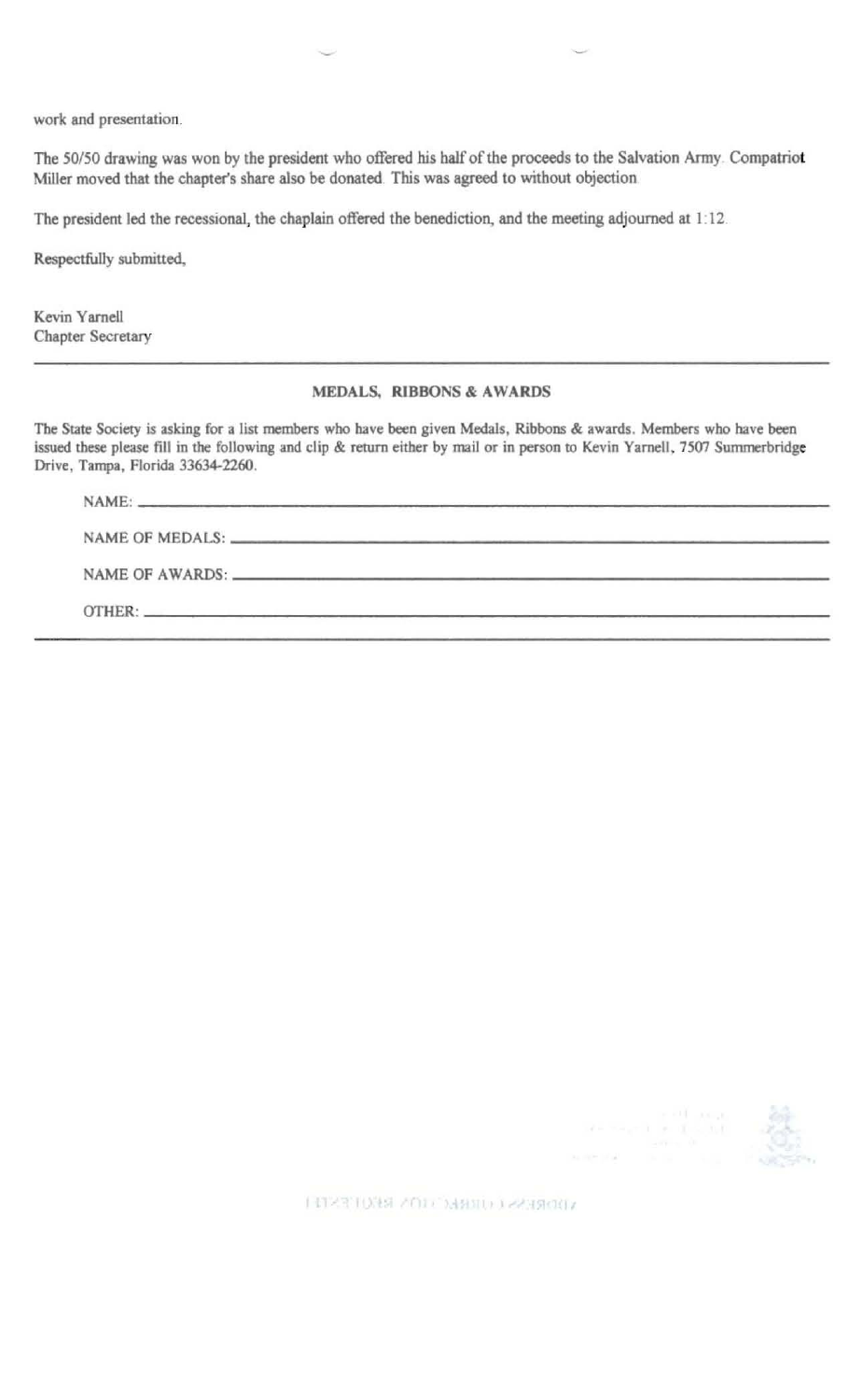work and presentation.

The 50/50 drawing was won by the president who offered his half of the proceeds to the Salvation Army. Compatriot Miller moved that the chapter's share also be donated. This was agreed to without objection.

The president led the recessional, the chaplain offered the benediction, and the meeting adjourned at 1:12.

Respectfully submitted,

Kevin Yarnell
Chapter Secretary

---

**MEDALS, RIBBONS & AWARDS**

The State Society is asking for a list members who have been given Medals, Ribbons & awards. Members who have been issued these please fill in the following and clip & return either by mail or in person to Kevin Yarnell, 7507 Summerbridge Drive, Tampa, Florida 33634-2260.

NAME: ______________________________

NAME OF MEDALS: ______________________________

NAME OF AWARDS: ______________________________

OTHER: ______________________________

---